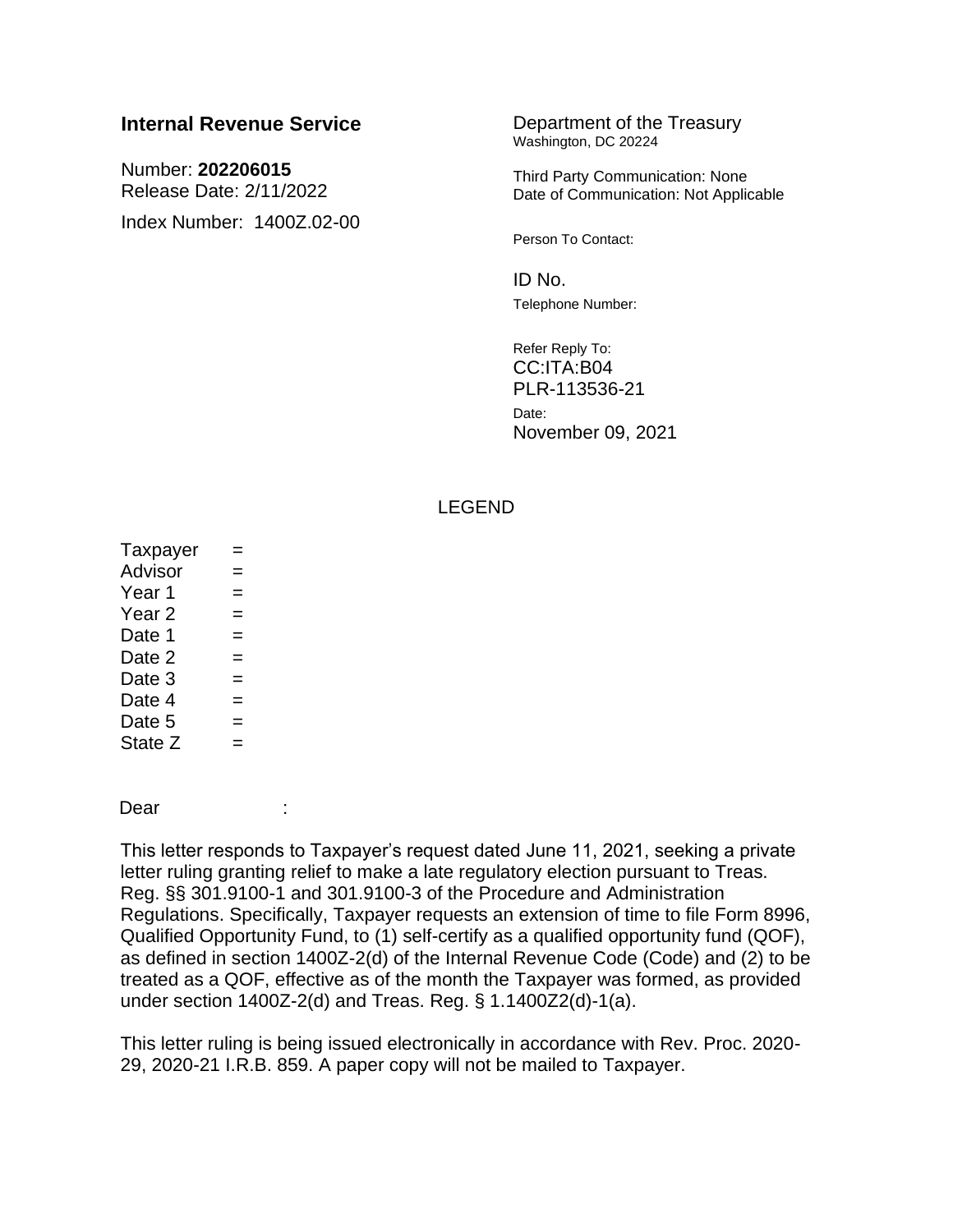**Internal Revenue Service**

Number: **202206015**
Release Date: 2/11/2022

Index Number: 1400Z.02-00

Department of the Treasury
Washington, DC 20224

Third Party Communication: None
Date of Communication: Not Applicable

Person To Contact:

ID No.

Telephone Number:

Refer Reply To:
CC:ITA:B04
PLR-113536-21

Date:
November 09, 2021

LEGEND

Taxpayer =
Advisor =
Year 1 =
Year 2 =
Date 1 =
Date 2 =
Date 3 =
Date 4 =
Date 5 =
State Z =

Dear :

This letter responds to Taxpayer's request dated June 11, 2021, seeking a private letter ruling granting relief to make a late regulatory election pursuant to Treas. Reg. §§ 301.9100-1 and 301.9100-3 of the Procedure and Administration Regulations. Specifically, Taxpayer requests an extension of time to file Form 8996, Qualified Opportunity Fund, to (1) self-certify as a qualified opportunity fund (QOF), as defined in section 1400Z-2(d) of the Internal Revenue Code (Code) and (2) to be treated as a QOF, effective as of the month the Taxpayer was formed, as provided under section 1400Z-2(d) and Treas. Reg. § 1.1400Z2(d)-1(a).

This letter ruling is being issued electronically in accordance with Rev. Proc. 2020-29, 2020-21 I.R.B. 859. A paper copy will not be mailed to Taxpayer.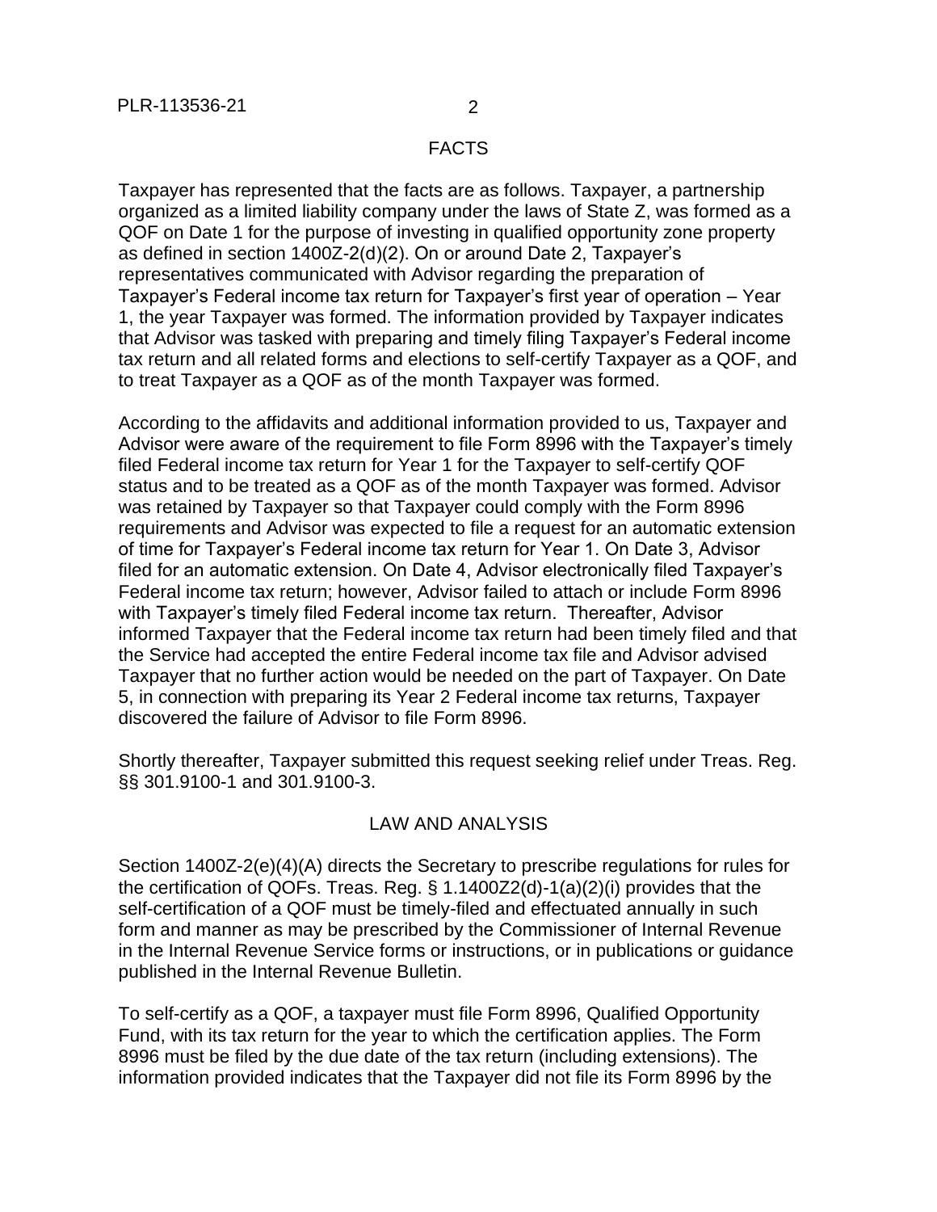## FACTS

Taxpayer has represented that the facts are as follows. Taxpayer, a partnership organized as a limited liability company under the laws of State Z, was formed as a QOF on Date 1 for the purpose of investing in qualified opportunity zone property as defined in section 1400Z-2(d)(2). On or around Date 2, Taxpayer's representatives communicated with Advisor regarding the preparation of Taxpayer's Federal income tax return for Taxpayer's first year of operation – Year 1, the year Taxpayer was formed. The information provided by Taxpayer indicates that Advisor was tasked with preparing and timely filing Taxpayer's Federal income tax return and all related forms and elections to self-certify Taxpayer as a QOF, and to treat Taxpayer as a QOF as of the month Taxpayer was formed.

According to the affidavits and additional information provided to us, Taxpayer and Advisor were aware of the requirement to file Form 8996 with the Taxpayer's timely filed Federal income tax return for Year 1 for the Taxpayer to self-certify QOF status and to be treated as a QOF as of the month Taxpayer was formed. Advisor was retained by Taxpayer so that Taxpayer could comply with the Form 8996 requirements and Advisor was expected to file a request for an automatic extension of time for Taxpayer's Federal income tax return for Year 1. On Date 3, Advisor filed for an automatic extension. On Date 4, Advisor electronically filed Taxpayer's Federal income tax return; however, Advisor failed to attach or include Form 8996 with Taxpayer's timely filed Federal income tax return. Thereafter, Advisor informed Taxpayer that the Federal income tax return had been timely filed and that the Service had accepted the entire Federal income tax file and Advisor advised Taxpayer that no further action would be needed on the part of Taxpayer. On Date 5, in connection with preparing its Year 2 Federal income tax returns, Taxpayer discovered the failure of Advisor to file Form 8996.

Shortly thereafter, Taxpayer submitted this request seeking relief under Treas. Reg. §§ 301.9100-1 and 301.9100-3.

## LAW AND ANALYSIS

Section 1400Z-2(e)(4)(A) directs the Secretary to prescribe regulations for rules for the certification of QOFs. Treas. Reg. § 1.1400Z2(d)-1(a)(2)(i) provides that the self-certification of a QOF must be timely-filed and effectuated annually in such form and manner as may be prescribed by the Commissioner of Internal Revenue in the Internal Revenue Service forms or instructions, or in publications or guidance published in the Internal Revenue Bulletin.

To self-certify as a QOF, a taxpayer must file Form 8996, Qualified Opportunity Fund, with its tax return for the year to which the certification applies. The Form 8996 must be filed by the due date of the tax return (including extensions). The information provided indicates that the Taxpayer did not file its Form 8996 by the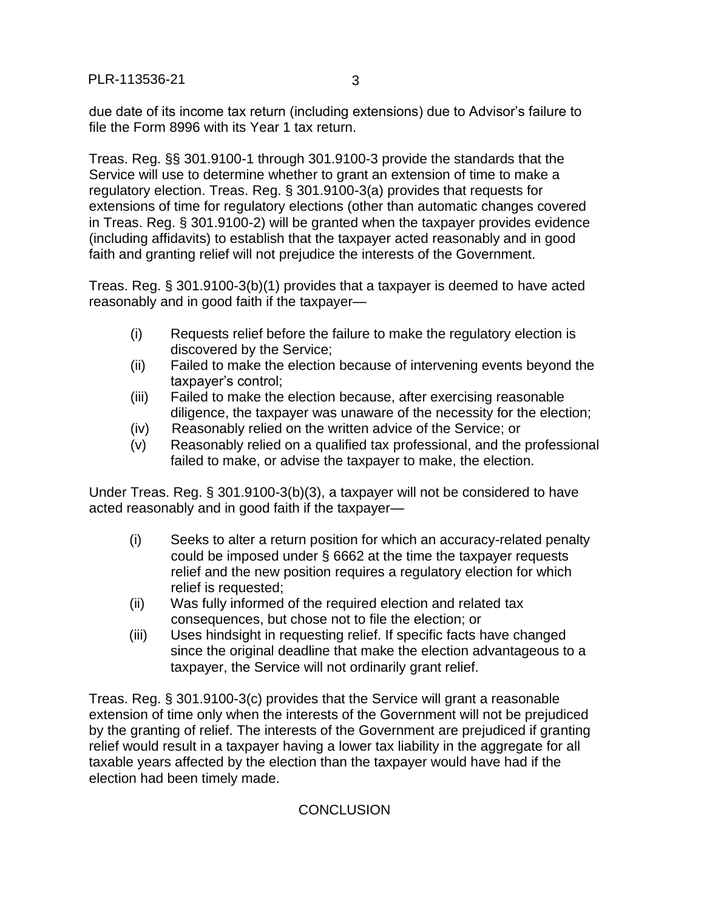due date of its income tax return (including extensions) due to Advisor's failure to file the Form 8996 with its Year 1 tax return.

Treas. Reg. §§ 301.9100-1 through 301.9100-3 provide the standards that the Service will use to determine whether to grant an extension of time to make a regulatory election. Treas. Reg. § 301.9100-3(a) provides that requests for extensions of time for regulatory elections (other than automatic changes covered in Treas. Reg. § 301.9100-2) will be granted when the taxpayer provides evidence (including affidavits) to establish that the taxpayer acted reasonably and in good faith and granting relief will not prejudice the interests of the Government.

Treas. Reg. § 301.9100-3(b)(1) provides that a taxpayer is deemed to have acted reasonably and in good faith if the taxpayer—

- (i) Requests relief before the failure to make the regulatory election is discovered by the Service;
- (ii) Failed to make the election because of intervening events beyond the taxpayer's control;
- (iii) Failed to make the election because, after exercising reasonable diligence, the taxpayer was unaware of the necessity for the election;
- (iv) Reasonably relied on the written advice of the Service; or
- (v) Reasonably relied on a qualified tax professional, and the professional failed to make, or advise the taxpayer to make, the election.

Under Treas. Reg. § 301.9100-3(b)(3), a taxpayer will not be considered to have acted reasonably and in good faith if the taxpayer—

- (i) Seeks to alter a return position for which an accuracy-related penalty could be imposed under § 6662 at the time the taxpayer requests relief and the new position requires a regulatory election for which relief is requested;
- (ii) Was fully informed of the required election and related tax consequences, but chose not to file the election; or
- (iii) Uses hindsight in requesting relief. If specific facts have changed since the original deadline that make the election advantageous to a taxpayer, the Service will not ordinarily grant relief.

Treas. Reg. § 301.9100-3(c) provides that the Service will grant a reasonable extension of time only when the interests of the Government will not be prejudiced by the granting of relief. The interests of the Government are prejudiced if granting relief would result in a taxpayer having a lower tax liability in the aggregate for all taxable years affected by the election than the taxpayer would have had if the election had been timely made.

## CONCLUSION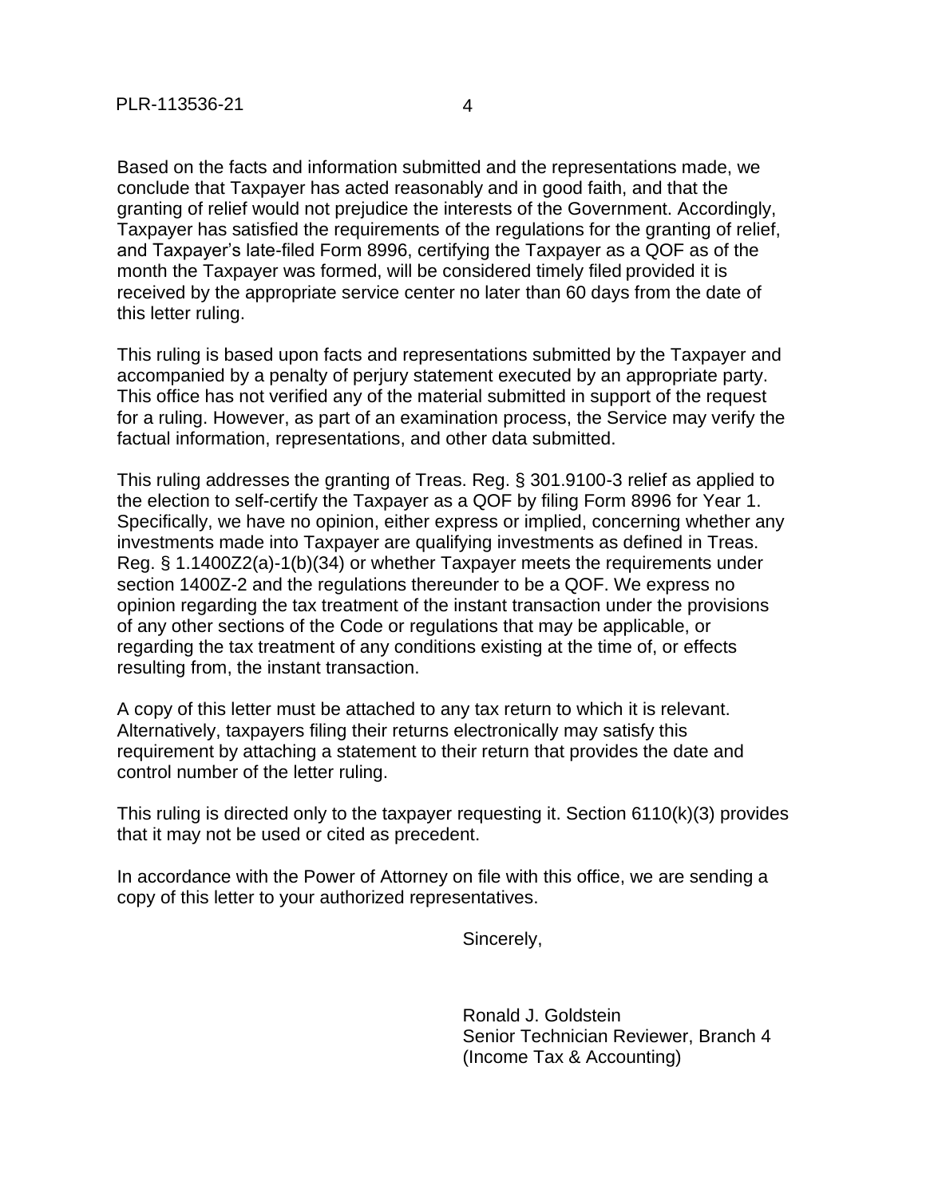Based on the facts and information submitted and the representations made, we conclude that Taxpayer has acted reasonably and in good faith, and that the granting of relief would not prejudice the interests of the Government. Accordingly, Taxpayer has satisfied the requirements of the regulations for the granting of relief, and Taxpayer's late-filed Form 8996, certifying the Taxpayer as a QOF as of the month the Taxpayer was formed, will be considered timely filed provided it is received by the appropriate service center no later than 60 days from the date of this letter ruling.

This ruling is based upon facts and representations submitted by the Taxpayer and accompanied by a penalty of perjury statement executed by an appropriate party. This office has not verified any of the material submitted in support of the request for a ruling. However, as part of an examination process, the Service may verify the factual information, representations, and other data submitted.

This ruling addresses the granting of Treas. Reg. § 301.9100-3 relief as applied to the election to self-certify the Taxpayer as a QOF by filing Form 8996 for Year 1. Specifically, we have no opinion, either express or implied, concerning whether any investments made into Taxpayer are qualifying investments as defined in Treas. Reg. § 1.1400Z2(a)-1(b)(34) or whether Taxpayer meets the requirements under section 1400Z-2 and the regulations thereunder to be a QOF. We express no opinion regarding the tax treatment of the instant transaction under the provisions of any other sections of the Code or regulations that may be applicable, or regarding the tax treatment of any conditions existing at the time of, or effects resulting from, the instant transaction.

A copy of this letter must be attached to any tax return to which it is relevant. Alternatively, taxpayers filing their returns electronically may satisfy this requirement by attaching a statement to their return that provides the date and control number of the letter ruling.

This ruling is directed only to the taxpayer requesting it. Section 6110(k)(3) provides that it may not be used or cited as precedent.

In accordance with the Power of Attorney on file with this office, we are sending a copy of this letter to your authorized representatives.

Sincerely,

Ronald J. Goldstein
Senior Technician Reviewer, Branch 4
(Income Tax & Accounting)